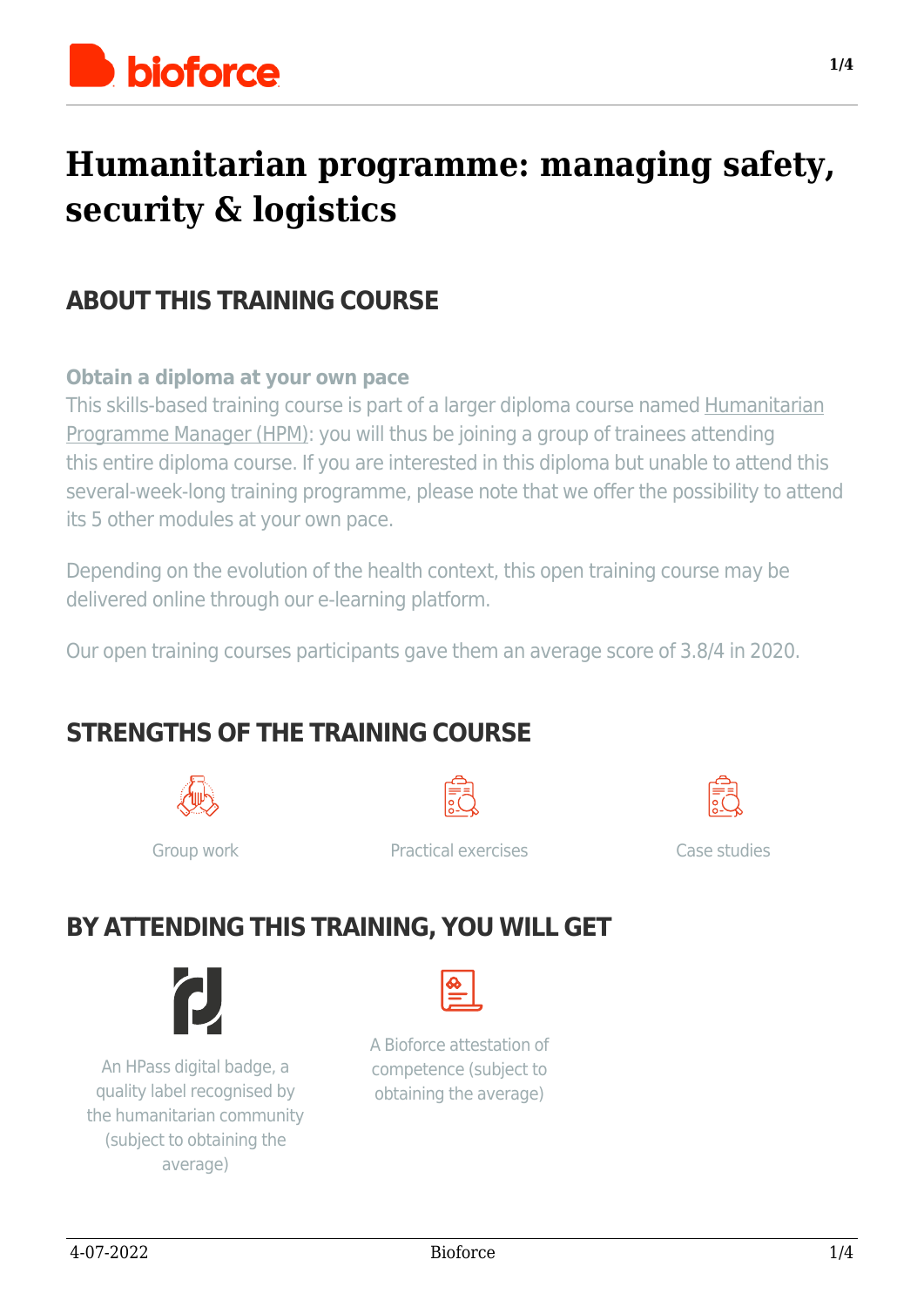# Humanitarian programme: managing safety, security & logistics

## ABOUT THIS TRAINING COURSE

**Obtain a diploma at your own pace**

This skills-based training course is part of a larger diploma course named Humanitarian Programme Manager (HPM): you will thus be joining a group of trainees attending this entire diploma course. If you are interested in this diploma but unable to attend this several-week-long training programme, please note that we offer the possibility to attend its 5 other modules at your own pace.

Depending on the evolution of the health context, this open training course may be delivered online through our e-learning platform.

Our open training courses participants gave them an average score of 3.8/4 in 2020.

## STRENGTHS OF THE TRAINING COURSE

Group work

Practical exercises

Case studies

## BY ATTENDING THIS TRAINING, YOU WILL GET

An HPass digital badge, a quality label recognised by the humanitarian community (subject to obtaining the average)

A Bioforce attestation of competence (subject to obtaining the average)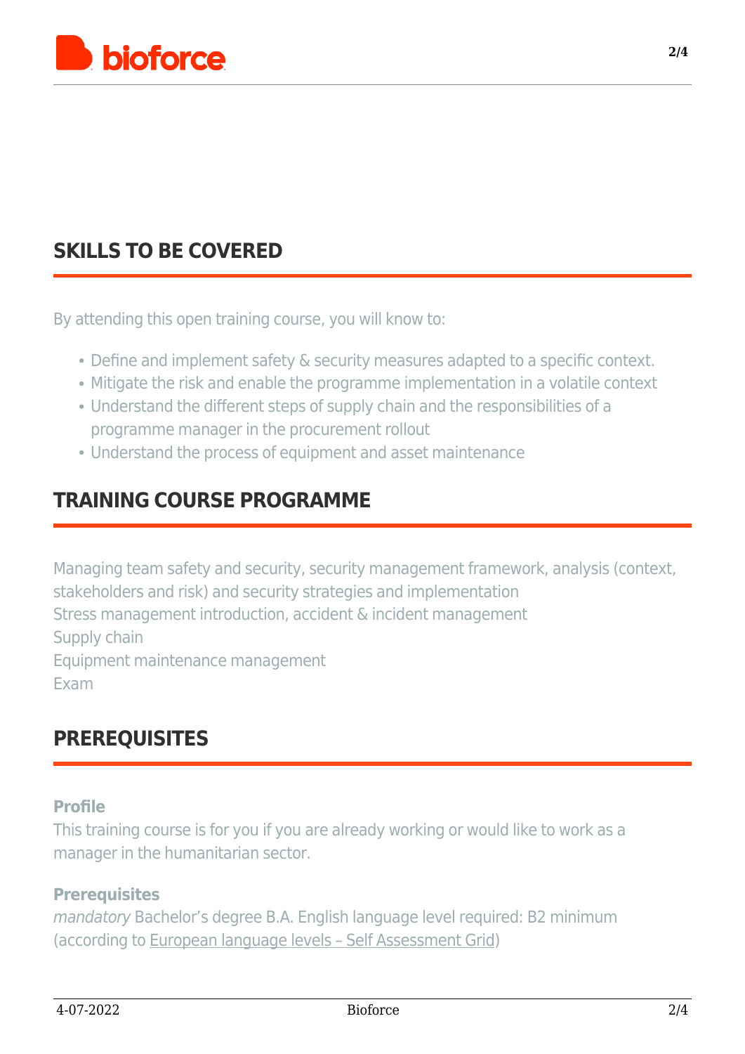## SKILLS TO BE COVERED

By attending this open training course, you will know to:

- Define and implement safety & security measures adapted to a specific context.
- Mitigate the risk and enable the programme implementation in a volatile context
- Understand the different steps of supply chain and the responsibilities of a programme manager in the procurement rollout
- Understand the process of equipment and asset maintenance

## TRAINING COURSE PROGRAMME

Managing team safety and security, security management framework, analysis (context, stakeholders and risk) and security strategies and implementation
Stress management introduction, accident & incident management
Supply chain
Equipment maintenance management
Exam

## PREREQUISITES

**Profile**
This training course is for you if you are already working or would like to work as a manager in the humanitarian sector.

**Prerequisites**
*mandatory* Bachelor's degree B.A. English language level required: B2 minimum (according to European language levels – Self Assessment Grid)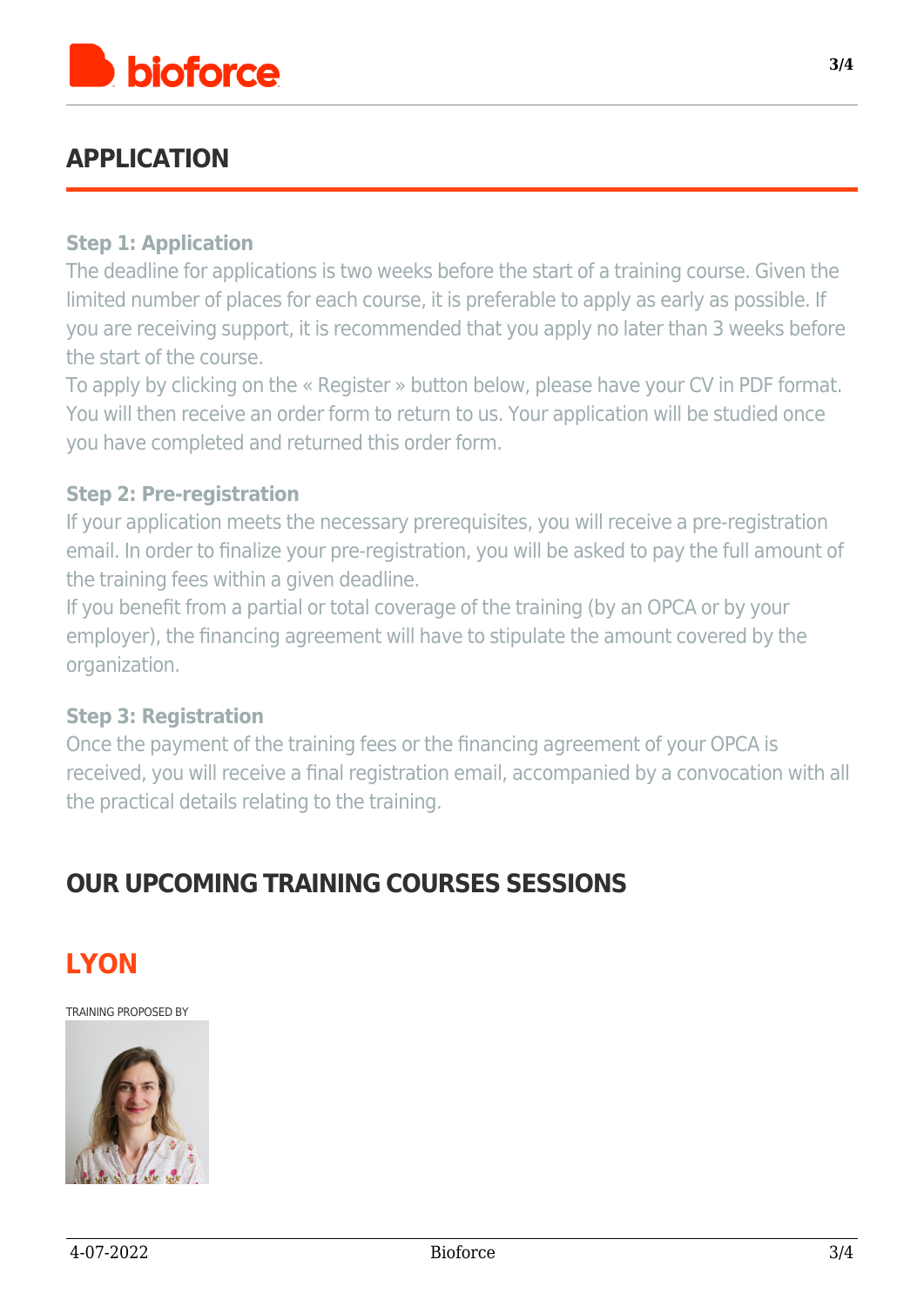## APPLICATION

### Step 1: Application

The deadline for applications is two weeks before the start of a training course. Given the limited number of places for each course, it is preferable to apply as early as possible. If you are receiving support, it is recommended that you apply no later than 3 weeks before the start of the course.

To apply by clicking on the « Register » button below, please have your CV in PDF format. You will then receive an order form to return to us. Your application will be studied once you have completed and returned this order form.

### Step 2: Pre-registration

If your application meets the necessary prerequisites, you will receive a pre-registration email. In order to finalize your pre-registration, you will be asked to pay the full amount of the training fees within a given deadline.

If you benefit from a partial or total coverage of the training (by an OPCA or by your employer), the financing agreement will have to stipulate the amount covered by the organization.

### Step 3: Registration

Once the payment of the training fees or the financing agreement of your OPCA is received, you will receive a final registration email, accompanied by a convocation with all the practical details relating to the training.

## OUR UPCOMING TRAINING COURSES SESSIONS

## LYON

TRAINING PROPOSED BY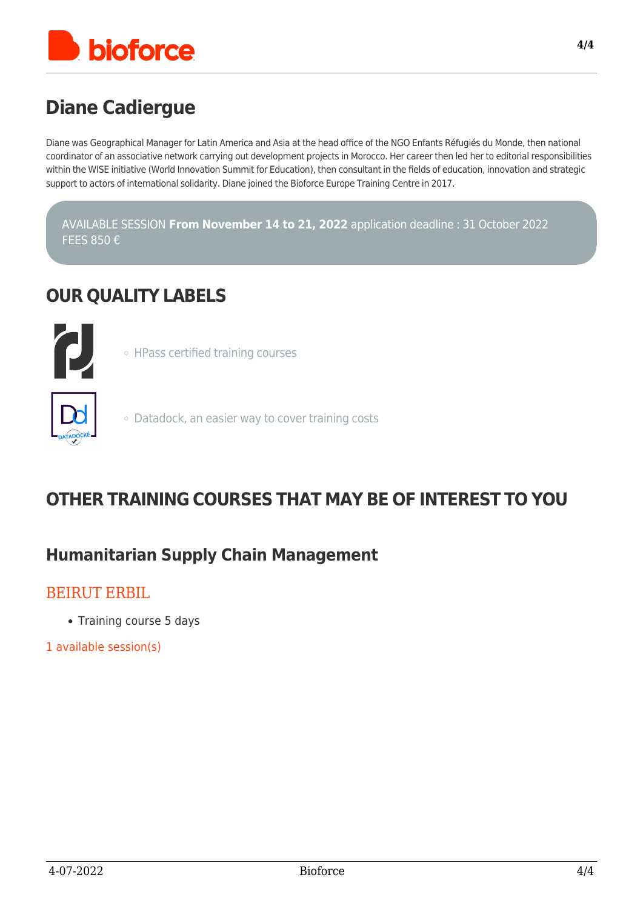## Diane Cadiergue

Diane was Geographical Manager for Latin America and Asia at the head office of the NGO Enfants Réfugiés du Monde, then national coordinator of an associative network carrying out development projects in Morocco. Her career then led her to editorial responsibilities within the WISE initiative (World Innovation Summit for Education), then consultant in the fields of education, innovation and strategic support to actors of international solidarity. Diane joined the Bioforce Europe Training Centre in 2017.

AVAILABLE SESSION **From November 14 to 21, 2022** application deadline : 31 October 2022
FEES 850 €

## OUR QUALITY LABELS

- HPass certified training courses
- Datadock, an easier way to cover training costs

## OTHER TRAINING COURSES THAT MAY BE OF INTEREST TO YOU

### Humanitarian Supply Chain Management

BEIRUT ERBIL

- Training course 5 days

1 available session(s)